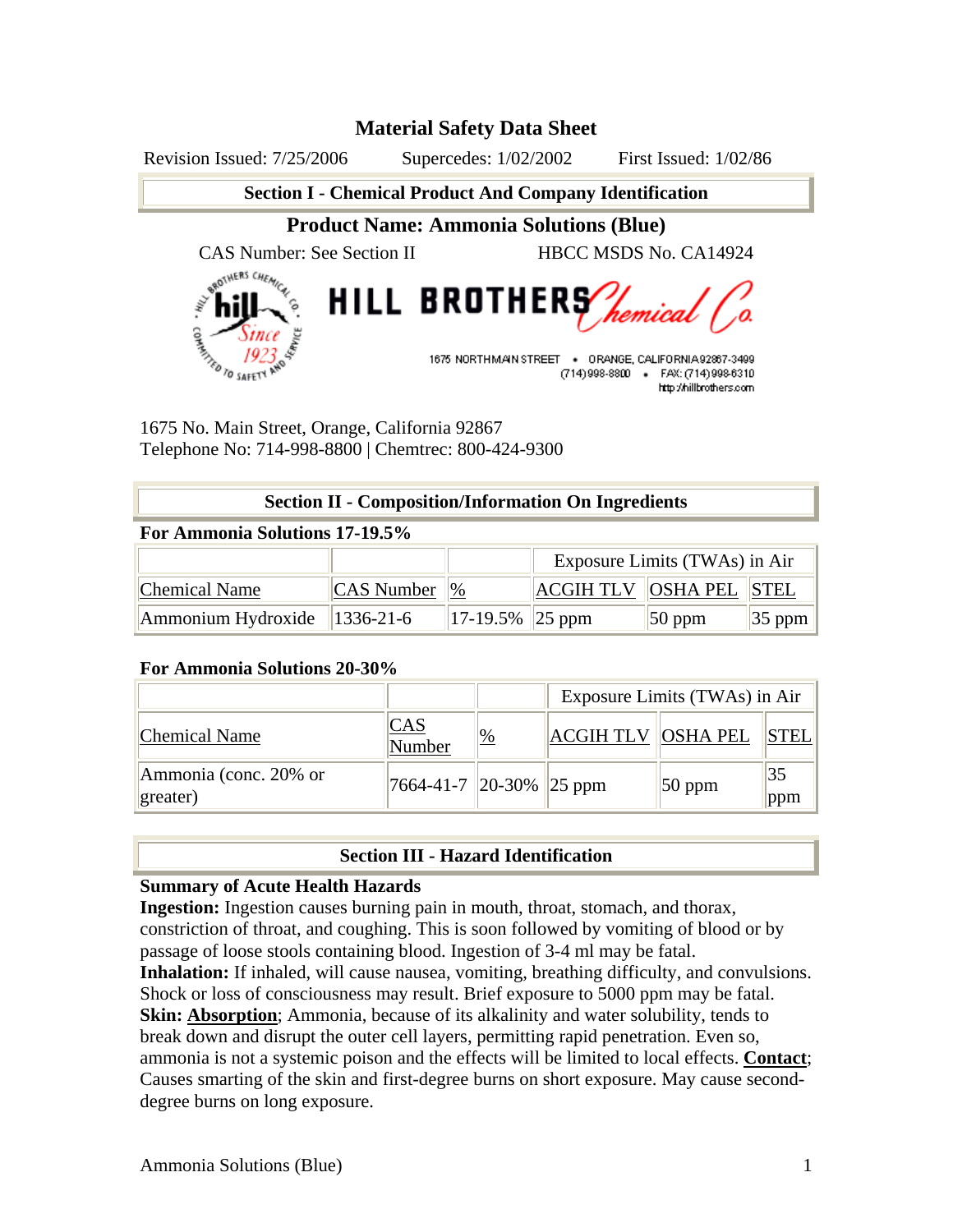# Material Safety Data Sheet

Revision Issued: 7/25/2006 Supercedes: 1/02/2002 First Issued: 1/02/86

## Section I - Chemical Product And Company Identification

### Product Name: Ammonia Solutions (Blue)

CAS Number: See Section II HBCC MSDS No. CA14924

HILL BROTHERS Chemical Co.

1675 NORTH MAIN STREET • ORANGE, CALIFORNIA 92867-3499
(714) 998-8800 • FAX: (714) 998-6310
http://hillbrothers.com

1675 No. Main Street, Orange, California 92867
Telephone No: 714-998-8800 | Chemtrec: 800-424-9300

## Section II - Composition/Information On Ingredients

**For Ammonia Solutions 17-19.5%**

| | | | Exposure Limits (TWAs) in Air | | |
|---|---|---|---|---|---|
| Chemical Name | CAS Number | % | ACGIH TLV | OSHA PEL | STEL |
| Ammonium Hydroxide | 1336-21-6 | 17-19.5% | 25 ppm | 50 ppm | 35 ppm |

**For Ammonia Solutions 20-30%**

| | | | Exposure Limits (TWAs) in Air | | |
|---|---|---|---|---|---|
| Chemical Name | CAS Number | % | ACGIH TLV | OSHA PEL | STEL |
| Ammonia (conc. 20% or greater) | 7664-41-7 | 20-30% | 25 ppm | 50 ppm | 35 ppm |

## Section III - Hazard Identification

**Summary of Acute Health Hazards**

**Ingestion:** Ingestion causes burning pain in mouth, throat, stomach, and thorax, constriction of throat, and coughing. This is soon followed by vomiting of blood or by passage of loose stools containing blood. Ingestion of 3-4 ml may be fatal.

**Inhalation:** If inhaled, will cause nausea, vomiting, breathing difficulty, and convulsions. Shock or loss of consciousness may result. Brief exposure to 5000 ppm may be fatal.

**Skin:** **Absorption**; Ammonia, because of its alkalinity and water solubility, tends to break down and disrupt the outer cell layers, permitting rapid penetration. Even so, ammonia is not a systemic poison and the effects will be limited to local effects. **Contact**; Causes smarting of the skin and first-degree burns on short exposure. May cause second-degree burns on long exposure.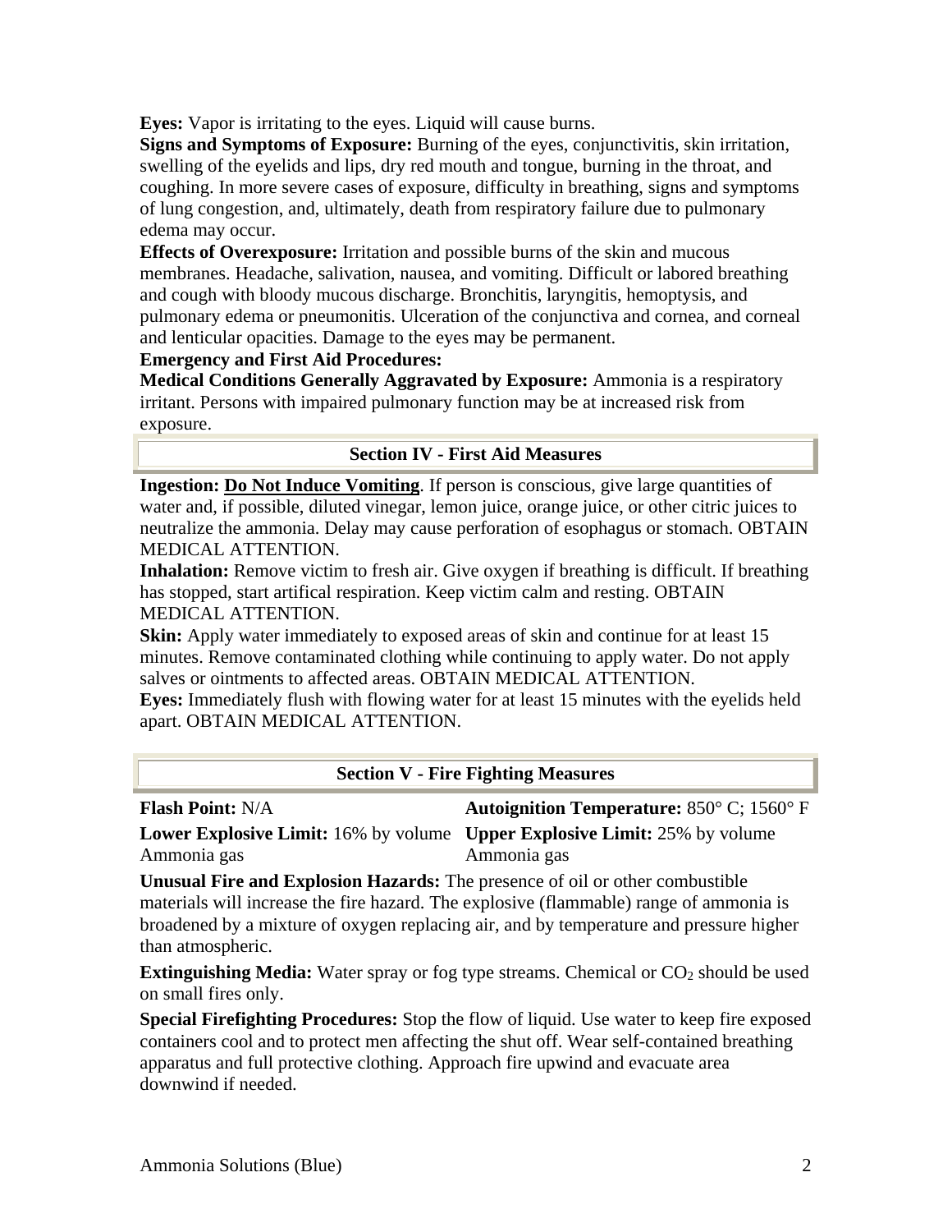**Eyes:** Vapor is irritating to the eyes. Liquid will cause burns.
**Signs and Symptoms of Exposure:** Burning of the eyes, conjunctivitis, skin irritation, swelling of the eyelids and lips, dry red mouth and tongue, burning in the throat, and coughing. In more severe cases of exposure, difficulty in breathing, signs and symptoms of lung congestion, and, ultimately, death from respiratory failure due to pulmonary edema may occur.
**Effects of Overexposure:** Irritation and possible burns of the skin and mucous membranes. Headache, salivation, nausea, and vomiting. Difficult or labored breathing and cough with bloody mucous discharge. Bronchitis, laryngitis, hemoptysis, and pulmonary edema or pneumonitis. Ulceration of the conjunctiva and cornea, and corneal and lenticular opacities. Damage to the eyes may be permanent.
**Emergency and First Aid Procedures:**
**Medical Conditions Generally Aggravated by Exposure:** Ammonia is a respiratory irritant. Persons with impaired pulmonary function may be at increased risk from exposure.

## Section IV - First Aid Measures

**Ingestion:** **Do Not Induce Vomiting**. If person is conscious, give large quantities of water and, if possible, diluted vinegar, lemon juice, orange juice, or other citric juices to neutralize the ammonia. Delay may cause perforation of esophagus or stomach. OBTAIN MEDICAL ATTENTION.
**Inhalation:** Remove victim to fresh air. Give oxygen if breathing is difficult. If breathing has stopped, start artifical respiration. Keep victim calm and resting. OBTAIN MEDICAL ATTENTION.
**Skin:** Apply water immediately to exposed areas of skin and continue for at least 15 minutes. Remove contaminated clothing while continuing to apply water. Do not apply salves or ointments to affected areas. OBTAIN MEDICAL ATTENTION.
**Eyes:** Immediately flush with flowing water for at least 15 minutes with the eyelids held apart. OBTAIN MEDICAL ATTENTION.

## Section V - Fire Fighting Measures

**Flash Point:** N/A

**Autoignition Temperature:** 850° C; 1560° F

**Lower Explosive Limit:** 16% by volume Ammonia gas

**Upper Explosive Limit:** 25% by volume Ammonia gas

**Unusual Fire and Explosion Hazards:** The presence of oil or other combustible materials will increase the fire hazard. The explosive (flammable) range of ammonia is broadened by a mixture of oxygen replacing air, and by temperature and pressure higher than atmospheric.

**Extinguishing Media:** Water spray or fog type streams. Chemical or $CO_2$ should be used on small fires only.

**Special Firefighting Procedures:** Stop the flow of liquid. Use water to keep fire exposed containers cool and to protect men affecting the shut off. Wear self-contained breathing apparatus and full protective clothing. Approach fire upwind and evacuate area downwind if needed.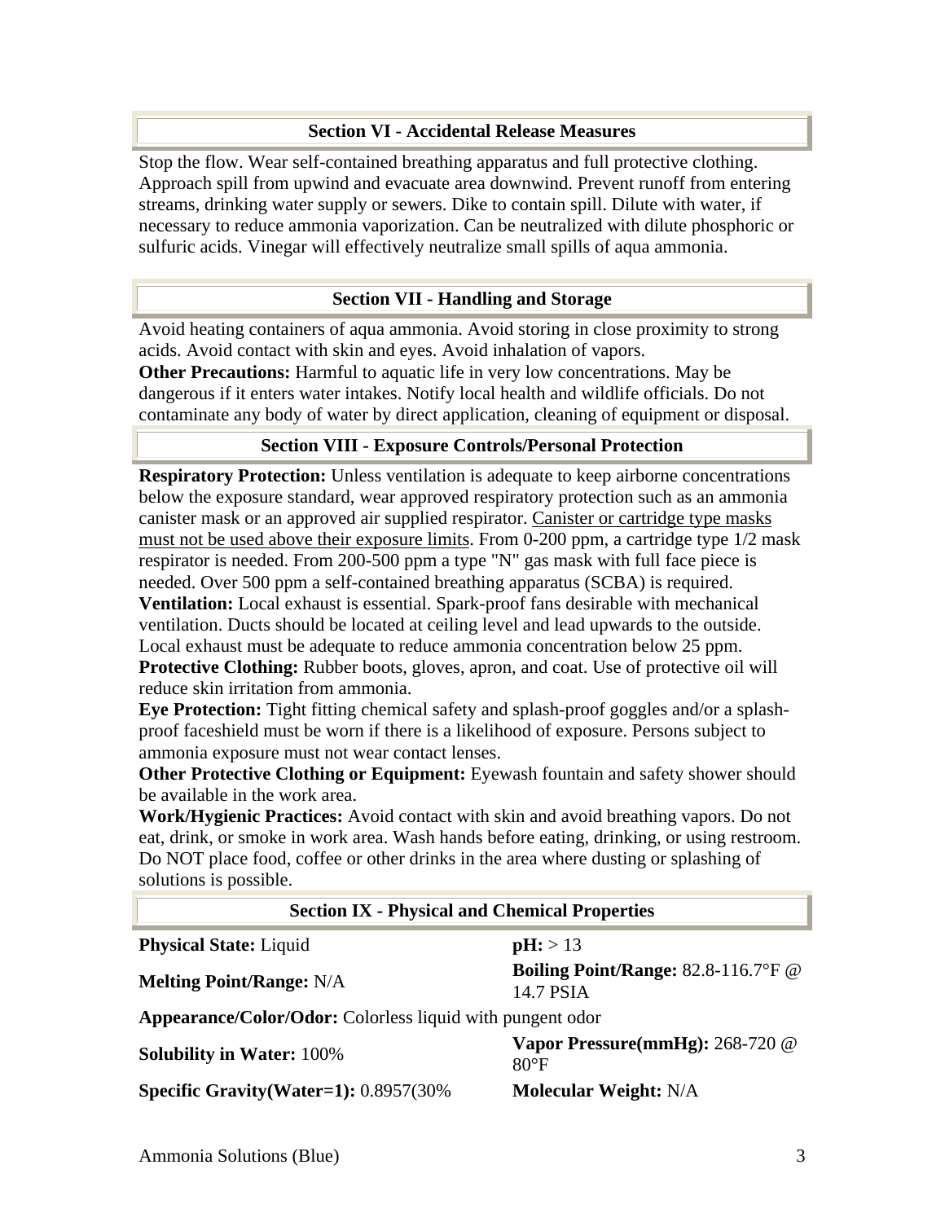## Section VI - Accidental Release Measures

Stop the flow. Wear self-contained breathing apparatus and full protective clothing. Approach spill from upwind and evacuate area downwind. Prevent runoff from entering streams, drinking water supply or sewers. Dike to contain spill. Dilute with water, if necessary to reduce ammonia vaporization. Can be neutralized with dilute phosphoric or sulfuric acids. Vinegar will effectively neutralize small spills of aqua ammonia.

## Section VII - Handling and Storage

Avoid heating containers of aqua ammonia. Avoid storing in close proximity to strong acids. Avoid contact with skin and eyes. Avoid inhalation of vapors.
**Other Precautions:** Harmful to aquatic life in very low concentrations. May be dangerous if it enters water intakes. Notify local health and wildlife officials. Do not contaminate any body of water by direct application, cleaning of equipment or disposal.

## Section VIII - Exposure Controls/Personal Protection

**Respiratory Protection:** Unless ventilation is adequate to keep airborne concentrations below the exposure standard, wear approved respiratory protection such as an ammonia canister mask or an approved air supplied respirator. <u>Canister or cartridge type masks must not be used above their exposure limits</u>. From 0-200 ppm, a cartridge type 1/2 mask respirator is needed. From 200-500 ppm a type "N" gas mask with full face piece is needed. Over 500 ppm a self-contained breathing apparatus (SCBA) is required.
**Ventilation:** Local exhaust is essential. Spark-proof fans desirable with mechanical ventilation. Ducts should be located at ceiling level and lead upwards to the outside. Local exhaust must be adequate to reduce ammonia concentration below 25 ppm.
**Protective Clothing:** Rubber boots, gloves, apron, and coat. Use of protective oil will reduce skin irritation from ammonia.
**Eye Protection:** Tight fitting chemical safety and splash-proof goggles and/or a splash-proof faceshield must be worn if there is a likelihood of exposure. Persons subject to ammonia exposure must not wear contact lenses.
**Other Protective Clothing or Equipment:** Eyewash fountain and safety shower should be available in the work area.
**Work/Hygienic Practices:** Avoid contact with skin and avoid breathing vapors. Do not eat, drink, or smoke in work area. Wash hands before eating, drinking, or using restroom. Do NOT place food, coffee or other drinks in the area where dusting or splashing of solutions is possible.

## Section IX - Physical and Chemical Properties

| | |
|---|---|
| **Physical State:** Liquid | **pH:** > 13 |
| **Melting Point/Range:** N/A | **Boiling Point/Range:** 82.8-116.7°F @ 14.7 PSIA |
| **Appearance/Color/Odor:** Colorless liquid with pungent odor | |
| **Solubility in Water:** 100% | **Vapor Pressure(mmHg):** 268-720 @ 80°F |
| **Specific Gravity(Water=1):** 0.8957(30% | **Molecular Weight:** N/A |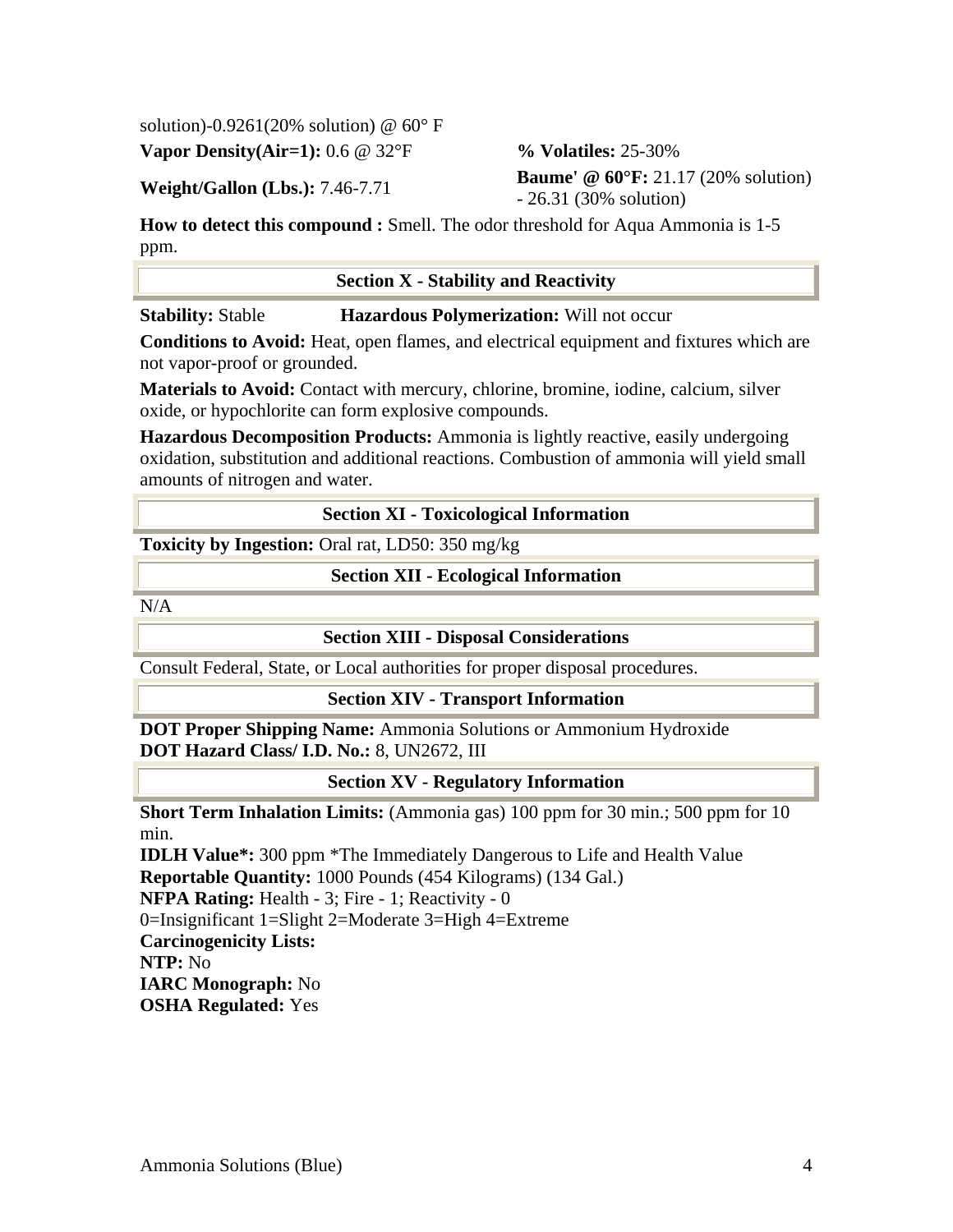solution)-0.9261(20% solution) @ 60° F

**Vapor Density(Air=1):** 0.6 @ 32°F

**% Volatiles:** 25-30%

**Weight/Gallon (Lbs.):** 7.46-7.71

**Baume' @ 60°F:** 21.17 (20% solution) - 26.31 (30% solution)

**How to detect this compound :** Smell. The odor threshold for Aqua Ammonia is 1-5 ppm.

## Section X - Stability and Reactivity

**Stability:** Stable **Hazardous Polymerization:** Will not occur

**Conditions to Avoid:** Heat, open flames, and electrical equipment and fixtures which are not vapor-proof or grounded.

**Materials to Avoid:** Contact with mercury, chlorine, bromine, iodine, calcium, silver oxide, or hypochlorite can form explosive compounds.

**Hazardous Decomposition Products:** Ammonia is lightly reactive, easily undergoing oxidation, substitution and additional reactions. Combustion of ammonia will yield small amounts of nitrogen and water.

## Section XI - Toxicological Information

**Toxicity by Ingestion:** Oral rat, LD50: 350 mg/kg

## Section XII - Ecological Information

N/A

## Section XIII - Disposal Considerations

Consult Federal, State, or Local authorities for proper disposal procedures.

## Section XIV - Transport Information

**DOT Proper Shipping Name:** Ammonia Solutions or Ammonium Hydroxide
**DOT Hazard Class/ I.D. No.:** 8, UN2672, III

## Section XV - Regulatory Information

**Short Term Inhalation Limits:** (Ammonia gas) 100 ppm for 30 min.; 500 ppm for 10 min.
**IDLH Value*:** 300 ppm *The Immediately Dangerous to Life and Health Value
**Reportable Quantity:** 1000 Pounds (454 Kilograms) (134 Gal.)
**NFPA Rating:** Health - 3; Fire - 1; Reactivity - 0
0=Insignificant 1=Slight 2=Moderate 3=High 4=Extreme
**Carcinogenicity Lists:**
**NTP:** No
**IARC Monograph:** No
**OSHA Regulated:** Yes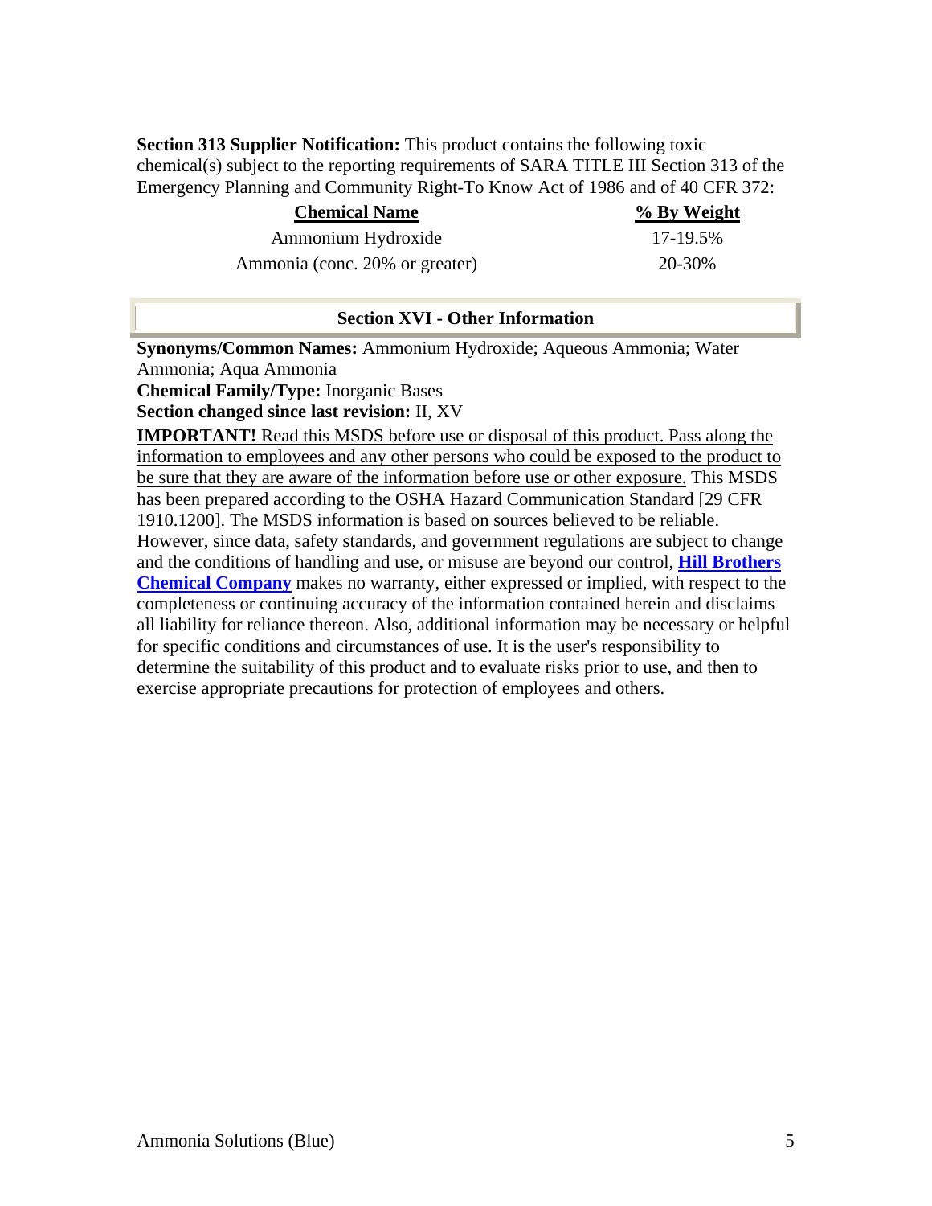**Section 313 Supplier Notification:** This product contains the following toxic chemical(s) subject to the reporting requirements of SARA TITLE III Section 313 of the Emergency Planning and Community Right-To Know Act of 1986 and of 40 CFR 372:

| Chemical Name | % By Weight |
|---|---|
| Ammonium Hydroxide | 17-19.5% |
| Ammonia (conc. 20% or greater) | 20-30% |

## Section XVI - Other Information

**Synonyms/Common Names:** Ammonium Hydroxide; Aqueous Ammonia; Water Ammonia; Aqua Ammonia

**Chemical Family/Type:** Inorganic Bases

**Section changed since last revision:** II, XV

**IMPORTANT!** Read this MSDS before use or disposal of this product. Pass along the information to employees and any other persons who could be exposed to the product to be sure that they are aware of the information before use or other exposure. This MSDS has been prepared according to the OSHA Hazard Communication Standard [29 CFR 1910.1200]. The MSDS information is based on sources believed to be reliable. However, since data, safety standards, and government regulations are subject to change and the conditions of handling and use, or misuse are beyond our control, **Hill Brothers Chemical Company** makes no warranty, either expressed or implied, with respect to the completeness or continuing accuracy of the information contained herein and disclaims all liability for reliance thereon. Also, additional information may be necessary or helpful for specific conditions and circumstances of use. It is the user's responsibility to determine the suitability of this product and to evaluate risks prior to use, and then to exercise appropriate precautions for protection of employees and others.